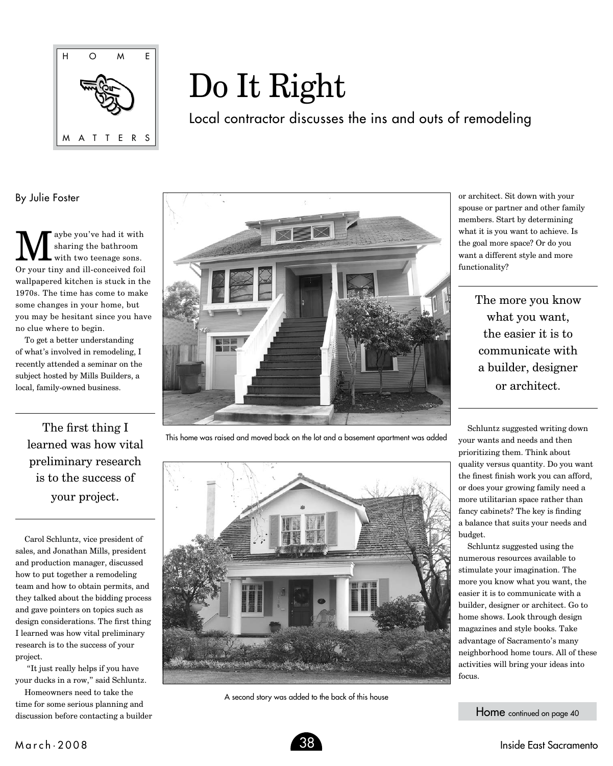HOME MATTERS

# Do It Right

## Local contractor discusses the ins and outs of remodeling

By Julie Foster

Maybe you've had it with sharing the bathroom with two teenage sons. Or your tiny and ill-conceived foil wallpapered kitchen is stuck in the 1970s. The time has come to make some changes in your home, but you may be hesitant since you have no clue where to begin.

To get a better understanding of what's involved in remodeling, I recently attended a seminar on the subject hosted by Mills Builders, a local, family-owned business.

> The first thing I learned was how vital preliminary research is to the success of your project.

Carol Schluntz, vice president of sales, and Jonathan Mills, president and production manager, discussed how to put together a remodeling team and how to obtain permits, and they talked about the bidding process and gave pointers on topics such as design considerations. The first thing I learned was how vital preliminary research is to the success of your project.

"It just really helps if you have your ducks in a row," said Schluntz.

Homeowners need to take the time for some serious planning and discussion before contacting a builder or architect. Sit down with your spouse or partner and other family members. Start by determining what it is you want to achieve. Is the goal more space? Or do you want a different style and more functionality?

This home was raised and moved back on the lot and a basement apartment was added

A second story was added to the back of this house

> The more you know what you want, the easier it is to communicate with a builder, designer or architect.

Schluntz suggested writing down your wants and needs and then prioritizing them. Think about quality versus quantity. Do you want the finest finish work you can afford, or does your growing family need a more utilitarian space rather than fancy cabinets? The key is finding a balance that suits your needs and budget.

Schluntz suggested using the numerous resources available to stimulate your imagination. The more you know what you want, the easier it is to communicate with a builder, designer or architect. Go to home shows. Look through design magazines and style books. Take advantage of Sacramento's many neighborhood home tours. All of these activities will bring your ideas into focus.

Home continued on page 40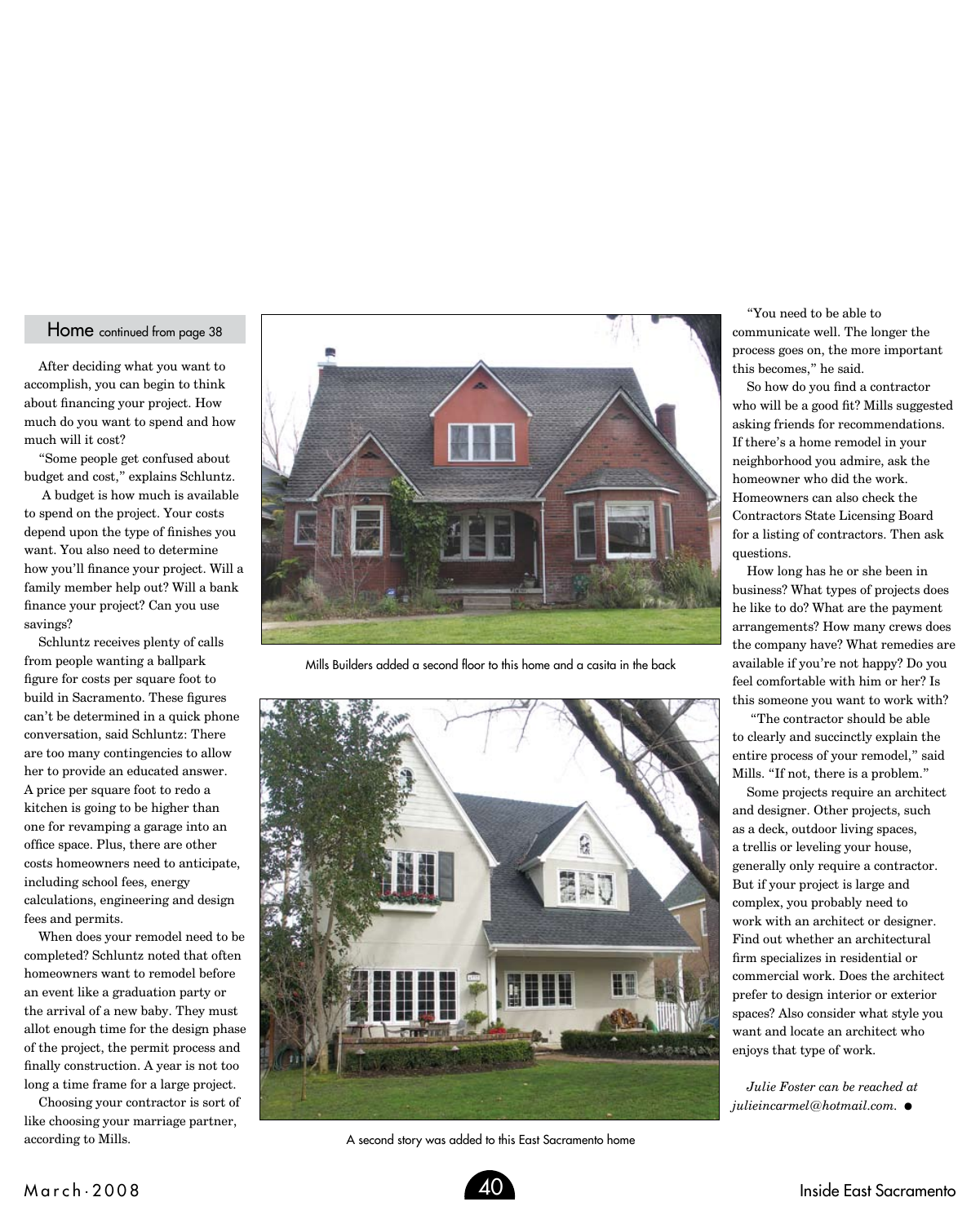**Home** continued from page 38

After deciding what you want to accomplish, you can begin to think about financing your project. How much do you want to spend and how much will it cost?

"Some people get confused about budget and cost," explains Schluntz.

A budget is how much is available to spend on the project. Your costs depend upon the type of finishes you want. You also need to determine how you'll finance your project. Will a family member help out? Will a bank finance your project? Can you use savings?

Schluntz receives plenty of calls from people wanting a ballpark figure for costs per square foot to build in Sacramento. These figures can't be determined in a quick phone conversation, said Schluntz: There are too many contingencies to allow her to provide an educated answer. A price per square foot to redo a kitchen is going to be higher than one for revamping a garage into an office space. Plus, there are other costs homeowners need to anticipate, including school fees, energy calculations, engineering and design fees and permits.

When does your remodel need to be completed? Schluntz noted that often homeowners want to remodel before an event like a graduation party or the arrival of a new baby. They must allot enough time for the design phase of the project, the permit process and finally construction. A year is not too long a time frame for a large project.

Choosing your contractor is sort of like choosing your marriage partner, according to Mills.

Mills Builders added a second floor to this home and a casita in the back

A second story was added to this East Sacramento home

"You need to be able to communicate well. The longer the process goes on, the more important this becomes," he said.

So how do you find a contractor who will be a good fit? Mills suggested asking friends for recommendations. If there's a home remodel in your neighborhood you admire, ask the homeowner who did the work. Homeowners can also check the Contractors State Licensing Board for a listing of contractors. Then ask questions.

How long has he or she been in business? What types of projects does he like to do? What are the payment arrangements? How many crews does the company have? What remedies are available if you're not happy? Do you feel comfortable with him or her? Is this someone you want to work with?

"The contractor should be able to clearly and succinctly explain the entire process of your remodel," said Mills. "If not, there is a problem."

Some projects require an architect and designer. Other projects, such as a deck, outdoor living spaces, a trellis or leveling your house, generally only require a contractor. But if your project is large and complex, you probably need to work with an architect or designer. Find out whether an architectural firm specializes in residential or commercial work. Does the architect prefer to design interior or exterior spaces? Also consider what style you want and locate an architect who enjoys that type of work.

*Julie Foster can be reached at julieincarmel@hotmail.com.* ●